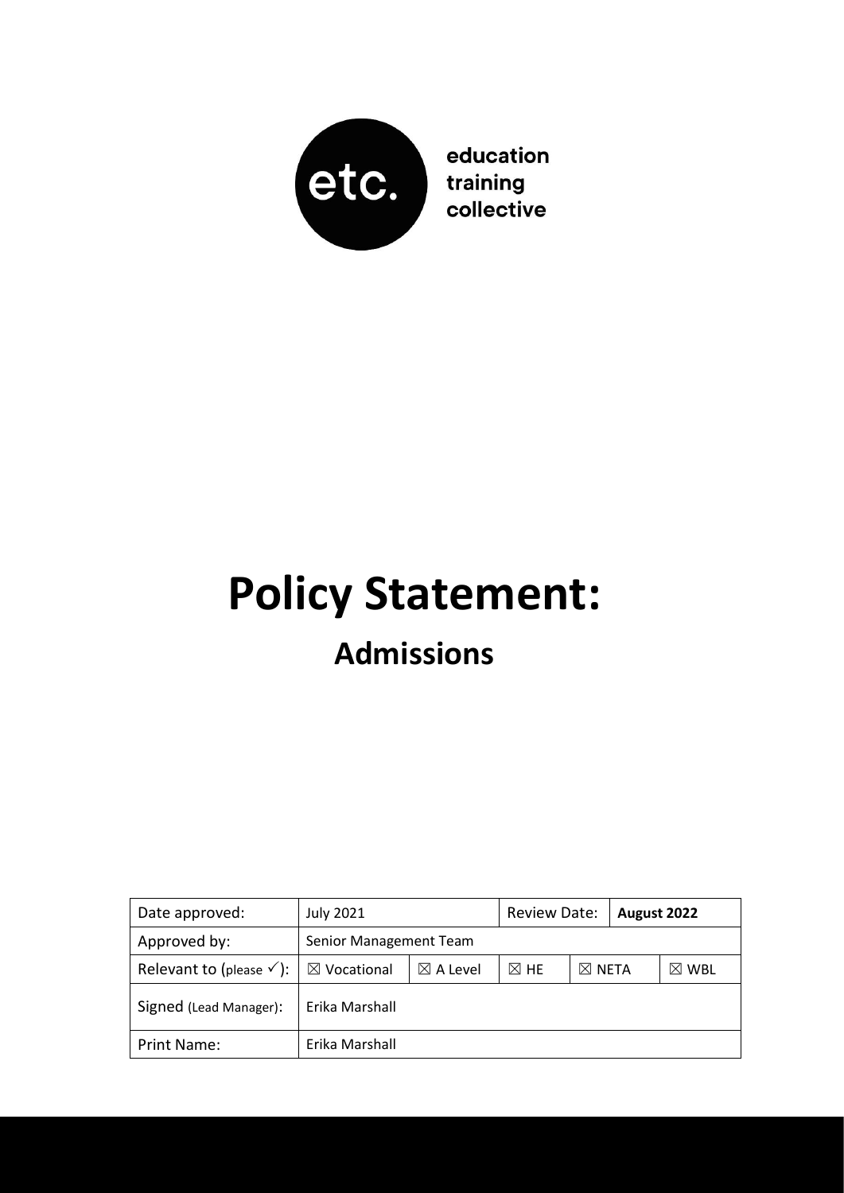etc. education training collective

# Policy Statement:

## Admissions

| Date approved: | July 2021 | | Review Date: | | **August 2022** | |
|---|---|---|---|---|---|---|
| Approved by: | Senior Management Team | | | | | |
| Relevant to (please ✓): | ☒ Vocational | ☒ A Level | ☒ HE | ☒ NETA | | ☒ WBL |
| Signed (Lead Manager): | Erika Marshall | | | | | |
| Print Name: | Erika Marshall | | | | | |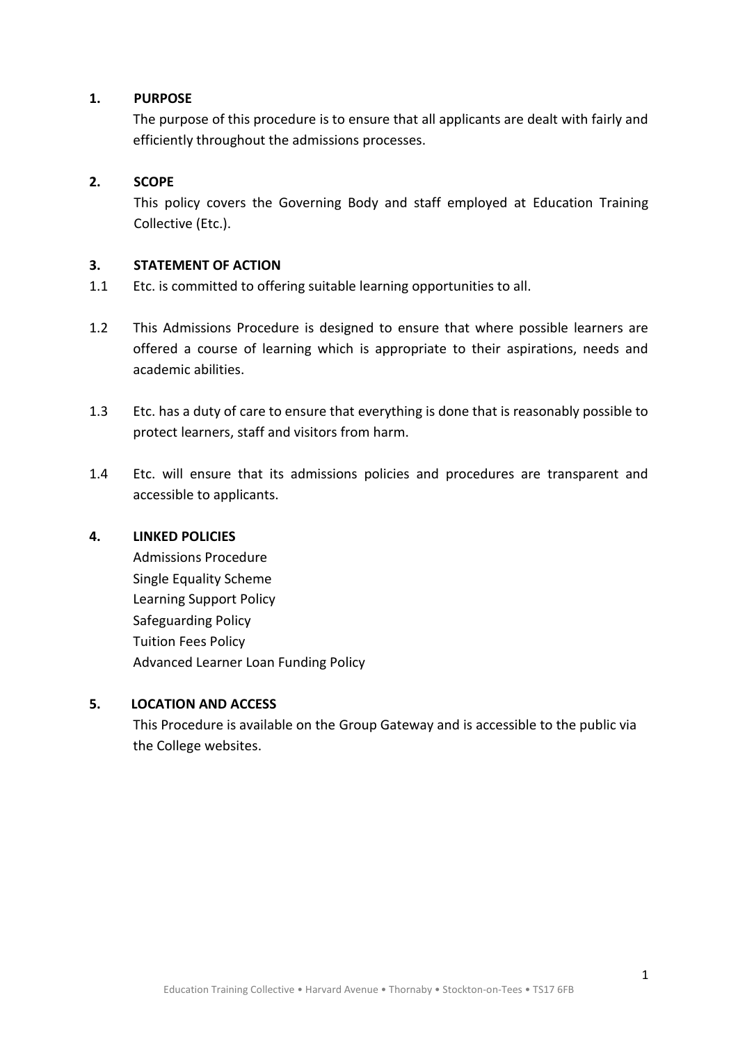## 1. PURPOSE

The purpose of this procedure is to ensure that all applicants are dealt with fairly and efficiently throughout the admissions processes.

## 2. SCOPE

This policy covers the Governing Body and staff employed at Education Training Collective (Etc.).

## 3. STATEMENT OF ACTION

1.1 Etc. is committed to offering suitable learning opportunities to all.

1.2 This Admissions Procedure is designed to ensure that where possible learners are offered a course of learning which is appropriate to their aspirations, needs and academic abilities.

1.3 Etc. has a duty of care to ensure that everything is done that is reasonably possible to protect learners, staff and visitors from harm.

1.4 Etc. will ensure that its admissions policies and procedures are transparent and accessible to applicants.

## 4. LINKED POLICIES

Admissions Procedure
Single Equality Scheme
Learning Support Policy
Safeguarding Policy
Tuition Fees Policy
Advanced Learner Loan Funding Policy

## 5. LOCATION AND ACCESS

This Procedure is available on the Group Gateway and is accessible to the public via the College websites.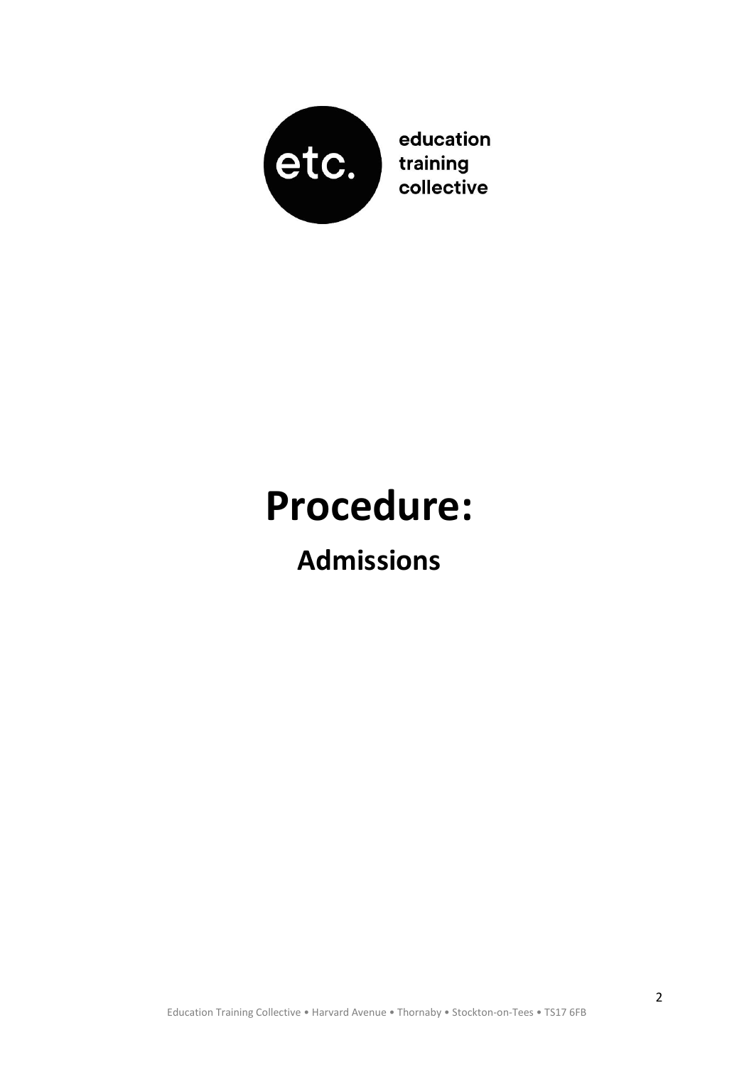education
training
collective

# Procedure:

## Admissions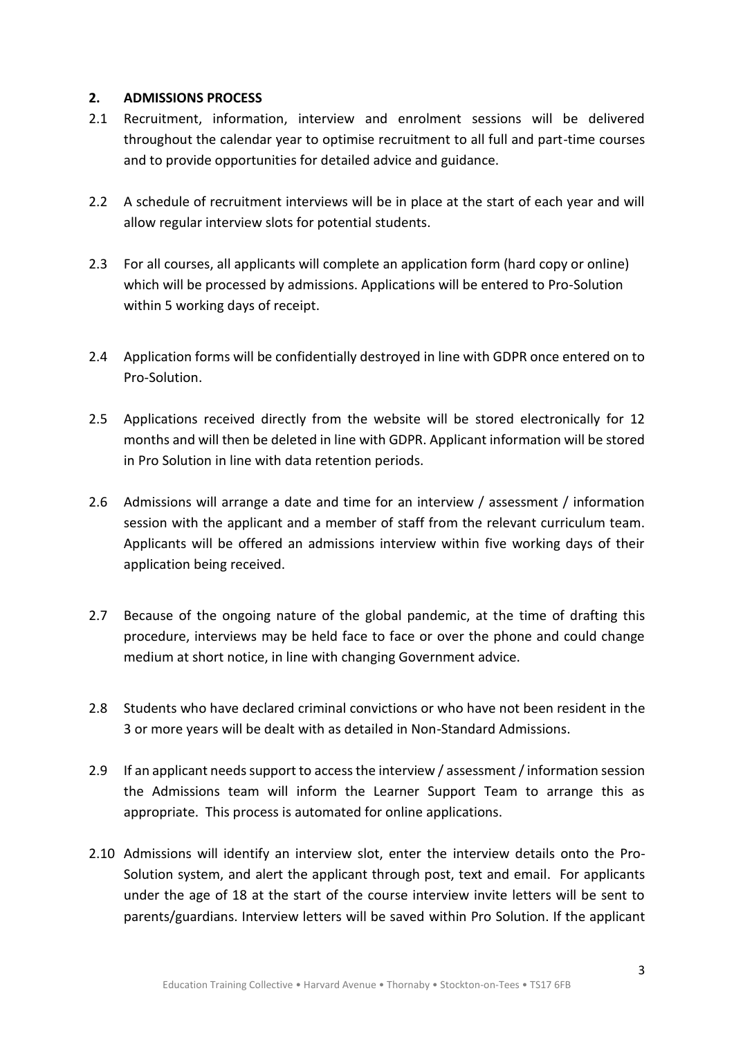## 2. ADMISSIONS PROCESS

2.1 Recruitment, information, interview and enrolment sessions will be delivered throughout the calendar year to optimise recruitment to all full and part-time courses and to provide opportunities for detailed advice and guidance.

2.2 A schedule of recruitment interviews will be in place at the start of each year and will allow regular interview slots for potential students.

2.3 For all courses, all applicants will complete an application form (hard copy or online) which will be processed by admissions. Applications will be entered to Pro-Solution within 5 working days of receipt.

2.4 Application forms will be confidentially destroyed in line with GDPR once entered on to Pro-Solution.

2.5 Applications received directly from the website will be stored electronically for 12 months and will then be deleted in line with GDPR. Applicant information will be stored in Pro Solution in line with data retention periods.

2.6 Admissions will arrange a date and time for an interview / assessment / information session with the applicant and a member of staff from the relevant curriculum team. Applicants will be offered an admissions interview within five working days of their application being received.

2.7 Because of the ongoing nature of the global pandemic, at the time of drafting this procedure, interviews may be held face to face or over the phone and could change medium at short notice, in line with changing Government advice.

2.8 Students who have declared criminal convictions or who have not been resident in the 3 or more years will be dealt with as detailed in Non-Standard Admissions.

2.9 If an applicant needs support to access the interview / assessment / information session the Admissions team will inform the Learner Support Team to arrange this as appropriate. This process is automated for online applications.

2.10 Admissions will identify an interview slot, enter the interview details onto the Pro-Solution system, and alert the applicant through post, text and email. For applicants under the age of 18 at the start of the course interview invite letters will be sent to parents/guardians. Interview letters will be saved within Pro Solution. If the applicant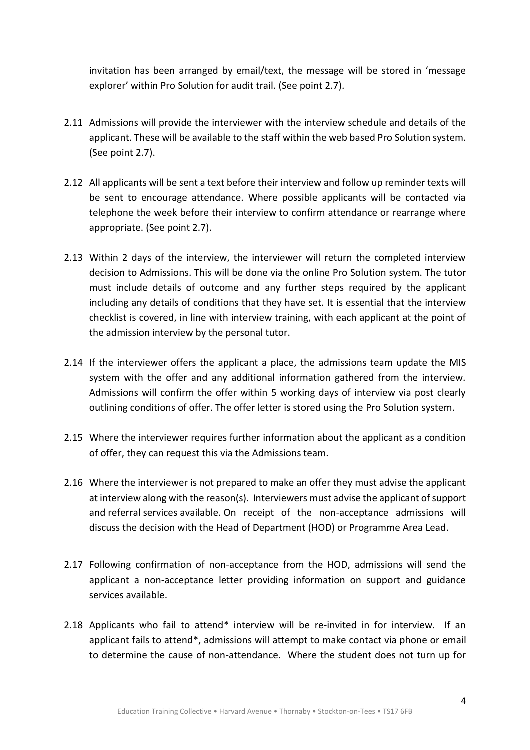invitation has been arranged by email/text, the message will be stored in 'message explorer' within Pro Solution for audit trail. (See point 2.7).

2.11 Admissions will provide the interviewer with the interview schedule and details of the applicant. These will be available to the staff within the web based Pro Solution system. (See point 2.7).

2.12 All applicants will be sent a text before their interview and follow up reminder texts will be sent to encourage attendance. Where possible applicants will be contacted via telephone the week before their interview to confirm attendance or rearrange where appropriate. (See point 2.7).

2.13 Within 2 days of the interview, the interviewer will return the completed interview decision to Admissions. This will be done via the online Pro Solution system. The tutor must include details of outcome and any further steps required by the applicant including any details of conditions that they have set. It is essential that the interview checklist is covered, in line with interview training, with each applicant at the point of the admission interview by the personal tutor.

2.14 If the interviewer offers the applicant a place, the admissions team update the MIS system with the offer and any additional information gathered from the interview. Admissions will confirm the offer within 5 working days of interview via post clearly outlining conditions of offer. The offer letter is stored using the Pro Solution system.

2.15 Where the interviewer requires further information about the applicant as a condition of offer, they can request this via the Admissions team.

2.16 Where the interviewer is not prepared to make an offer they must advise the applicant at interview along with the reason(s). Interviewers must advise the applicant of support and referral services available. On receipt of the non-acceptance admissions will discuss the decision with the Head of Department (HOD) or Programme Area Lead.

2.17 Following confirmation of non-acceptance from the HOD, admissions will send the applicant a non-acceptance letter providing information on support and guidance services available.

2.18 Applicants who fail to attend* interview will be re-invited in for interview. If an applicant fails to attend*, admissions will attempt to make contact via phone or email to determine the cause of non-attendance. Where the student does not turn up for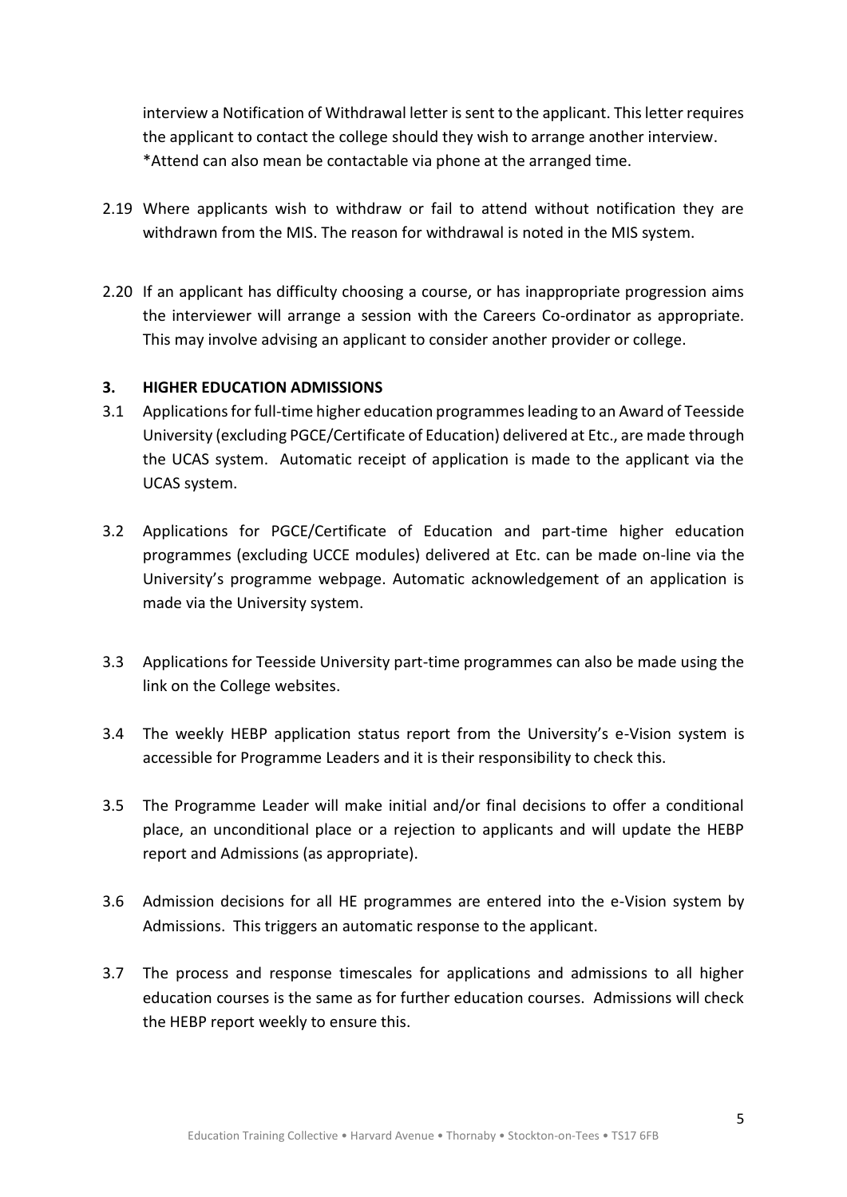interview a Notification of Withdrawal letter is sent to the applicant. This letter requires the applicant to contact the college should they wish to arrange another interview. *Attend can also mean be contactable via phone at the arranged time.

2.19 Where applicants wish to withdraw or fail to attend without notification they are withdrawn from the MIS. The reason for withdrawal is noted in the MIS system.

2.20 If an applicant has difficulty choosing a course, or has inappropriate progression aims the interviewer will arrange a session with the Careers Co-ordinator as appropriate. This may involve advising an applicant to consider another provider or college.

## 3. HIGHER EDUCATION ADMISSIONS

3.1 Applications for full-time higher education programmes leading to an Award of Teesside University (excluding PGCE/Certificate of Education) delivered at Etc., are made through the UCAS system. Automatic receipt of application is made to the applicant via the UCAS system.

3.2 Applications for PGCE/Certificate of Education and part-time higher education programmes (excluding UCCE modules) delivered at Etc. can be made on-line via the University's programme webpage. Automatic acknowledgement of an application is made via the University system.

3.3 Applications for Teesside University part-time programmes can also be made using the link on the College websites.

3.4 The weekly HEBP application status report from the University's e-Vision system is accessible for Programme Leaders and it is their responsibility to check this.

3.5 The Programme Leader will make initial and/or final decisions to offer a conditional place, an unconditional place or a rejection to applicants and will update the HEBP report and Admissions (as appropriate).

3.6 Admission decisions for all HE programmes are entered into the e-Vision system by Admissions. This triggers an automatic response to the applicant.

3.7 The process and response timescales for applications and admissions to all higher education courses is the same as for further education courses. Admissions will check the HEBP report weekly to ensure this.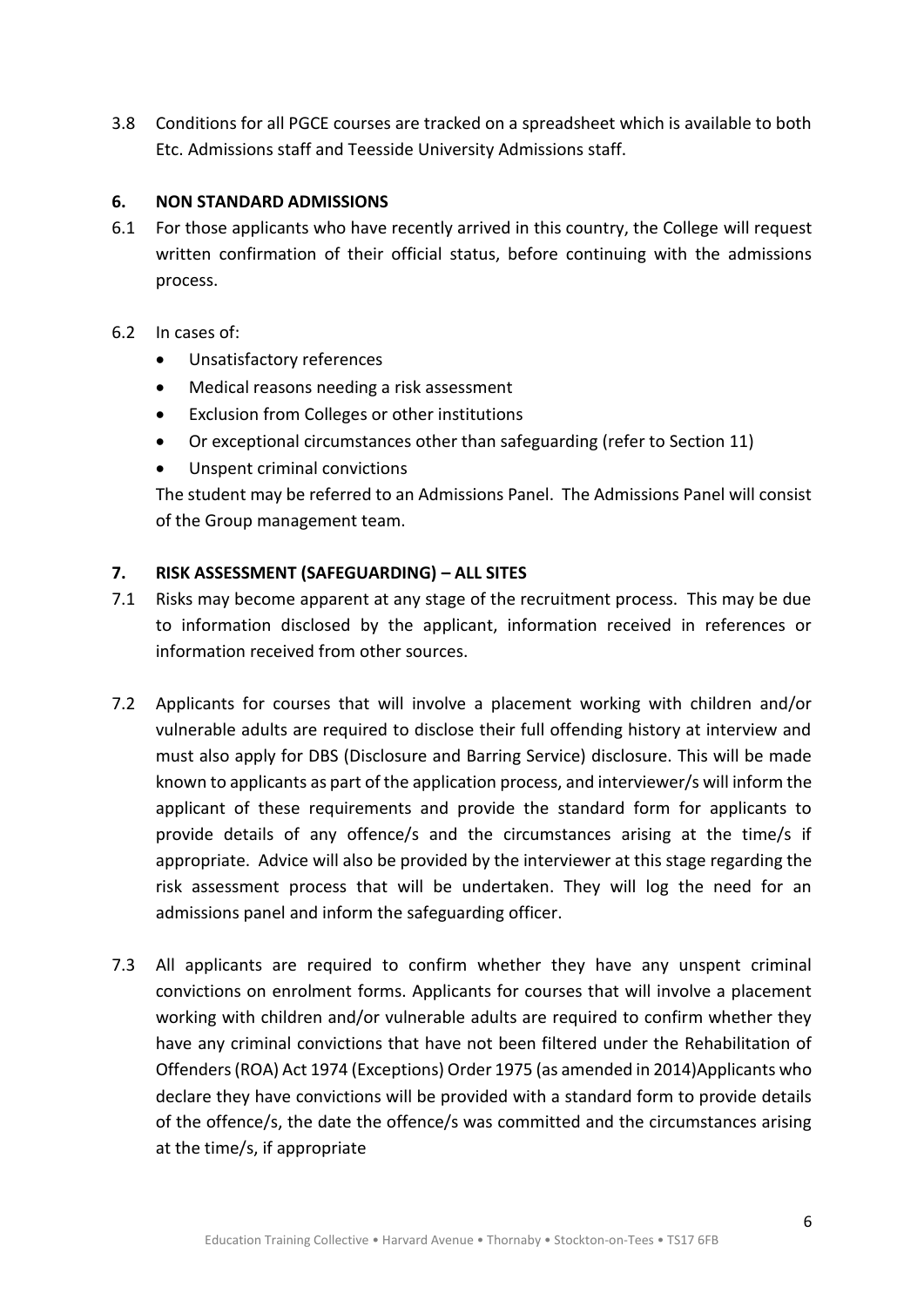3.8 Conditions for all PGCE courses are tracked on a spreadsheet which is available to both Etc. Admissions staff and Teesside University Admissions staff.

## 6. NON STANDARD ADMISSIONS

6.1 For those applicants who have recently arrived in this country, the College will request written confirmation of their official status, before continuing with the admissions process.

6.2 In cases of:

- Unsatisfactory references
- Medical reasons needing a risk assessment
- Exclusion from Colleges or other institutions
- Or exceptional circumstances other than safeguarding (refer to Section 11)
- Unspent criminal convictions

The student may be referred to an Admissions Panel. The Admissions Panel will consist of the Group management team.

## 7. RISK ASSESSMENT (SAFEGUARDING) – ALL SITES

7.1 Risks may become apparent at any stage of the recruitment process. This may be due to information disclosed by the applicant, information received in references or information received from other sources.

7.2 Applicants for courses that will involve a placement working with children and/or vulnerable adults are required to disclose their full offending history at interview and must also apply for DBS (Disclosure and Barring Service) disclosure. This will be made known to applicants as part of the application process, and interviewer/s will inform the applicant of these requirements and provide the standard form for applicants to provide details of any offence/s and the circumstances arising at the time/s if appropriate. Advice will also be provided by the interviewer at this stage regarding the risk assessment process that will be undertaken. They will log the need for an admissions panel and inform the safeguarding officer.

7.3 All applicants are required to confirm whether they have any unspent criminal convictions on enrolment forms. Applicants for courses that will involve a placement working with children and/or vulnerable adults are required to confirm whether they have any criminal convictions that have not been filtered under the Rehabilitation of Offenders (ROA) Act 1974 (Exceptions) Order 1975 (as amended in 2014)Applicants who declare they have convictions will be provided with a standard form to provide details of the offence/s, the date the offence/s was committed and the circumstances arising at the time/s, if appropriate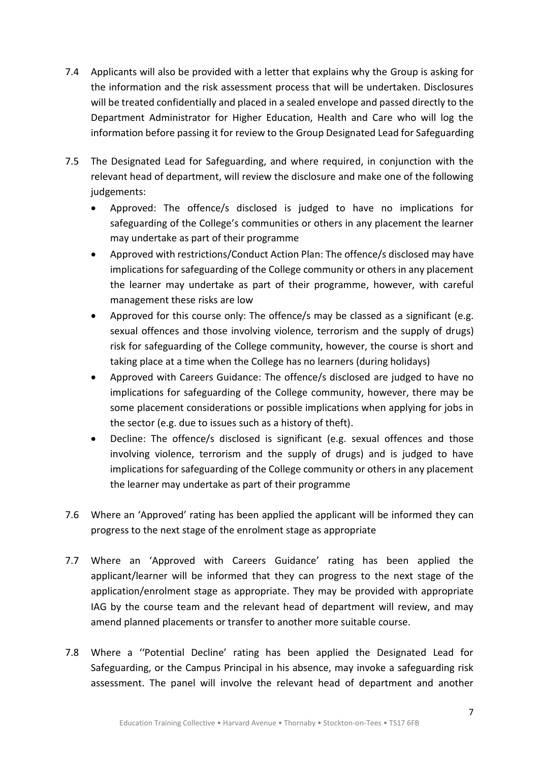7.4 Applicants will also be provided with a letter that explains why the Group is asking for the information and the risk assessment process that will be undertaken. Disclosures will be treated confidentially and placed in a sealed envelope and passed directly to the Department Administrator for Higher Education, Health and Care who will log the information before passing it for review to the Group Designated Lead for Safeguarding

7.5 The Designated Lead for Safeguarding, and where required, in conjunction with the relevant head of department, will review the disclosure and make one of the following judgements:

- Approved: The offence/s disclosed is judged to have no implications for safeguarding of the College's communities or others in any placement the learner may undertake as part of their programme
- Approved with restrictions/Conduct Action Plan: The offence/s disclosed may have implications for safeguarding of the College community or others in any placement the learner may undertake as part of their programme, however, with careful management these risks are low
- Approved for this course only: The offence/s may be classed as a significant (e.g. sexual offences and those involving violence, terrorism and the supply of drugs) risk for safeguarding of the College community, however, the course is short and taking place at a time when the College has no learners (during holidays)
- Approved with Careers Guidance: The offence/s disclosed are judged to have no implications for safeguarding of the College community, however, there may be some placement considerations or possible implications when applying for jobs in the sector (e.g. due to issues such as a history of theft).
- Decline: The offence/s disclosed is significant (e.g. sexual offences and those involving violence, terrorism and the supply of drugs) and is judged to have implications for safeguarding of the College community or others in any placement the learner may undertake as part of their programme

7.6 Where an 'Approved' rating has been applied the applicant will be informed they can progress to the next stage of the enrolment stage as appropriate

7.7 Where an 'Approved with Careers Guidance' rating has been applied the applicant/learner will be informed that they can progress to the next stage of the application/enrolment stage as appropriate. They may be provided with appropriate IAG by the course team and the relevant head of department will review, and may amend planned placements or transfer to another more suitable course.

7.8 Where a ''Potential Decline' rating has been applied the Designated Lead for Safeguarding, or the Campus Principal in his absence, may invoke a safeguarding risk assessment. The panel will involve the relevant head of department and another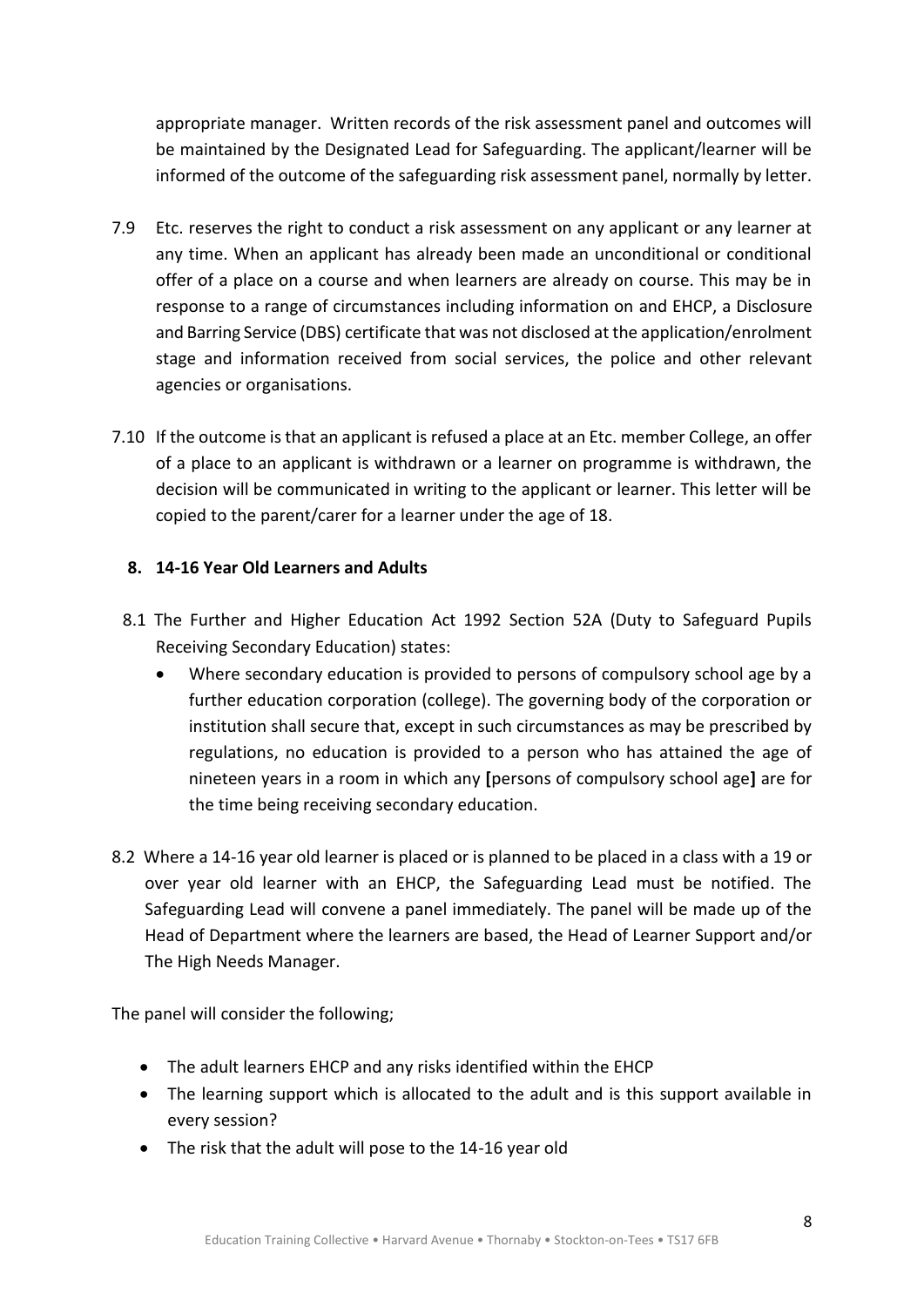appropriate manager. Written records of the risk assessment panel and outcomes will be maintained by the Designated Lead for Safeguarding. The applicant/learner will be informed of the outcome of the safeguarding risk assessment panel, normally by letter.

7.9 Etc. reserves the right to conduct a risk assessment on any applicant or any learner at any time. When an applicant has already been made an unconditional or conditional offer of a place on a course and when learners are already on course. This may be in response to a range of circumstances including information on and EHCP, a Disclosure and Barring Service (DBS) certificate that was not disclosed at the application/enrolment stage and information received from social services, the police and other relevant agencies or organisations.

7.10 If the outcome is that an applicant is refused a place at an Etc. member College, an offer of a place to an applicant is withdrawn or a learner on programme is withdrawn, the decision will be communicated in writing to the applicant or learner. This letter will be copied to the parent/carer for a learner under the age of 18.

## 8. 14-16 Year Old Learners and Adults

8.1 The Further and Higher Education Act 1992 Section 52A (Duty to Safeguard Pupils Receiving Secondary Education) states:

- Where secondary education is provided to persons of compulsory school age by a further education corporation (college). The governing body of the corporation or institution shall secure that, except in such circumstances as may be prescribed by regulations, no education is provided to a person who has attained the age of nineteen years in a room in which any **[**persons of compulsory school age**]** are for the time being receiving secondary education.

8.2 Where a 14-16 year old learner is placed or is planned to be placed in a class with a 19 or over year old learner with an EHCP, the Safeguarding Lead must be notified. The Safeguarding Lead will convene a panel immediately. The panel will be made up of the Head of Department where the learners are based, the Head of Learner Support and/or The High Needs Manager.

The panel will consider the following;

- The adult learners EHCP and any risks identified within the EHCP
- The learning support which is allocated to the adult and is this support available in every session?
- The risk that the adult will pose to the 14-16 year old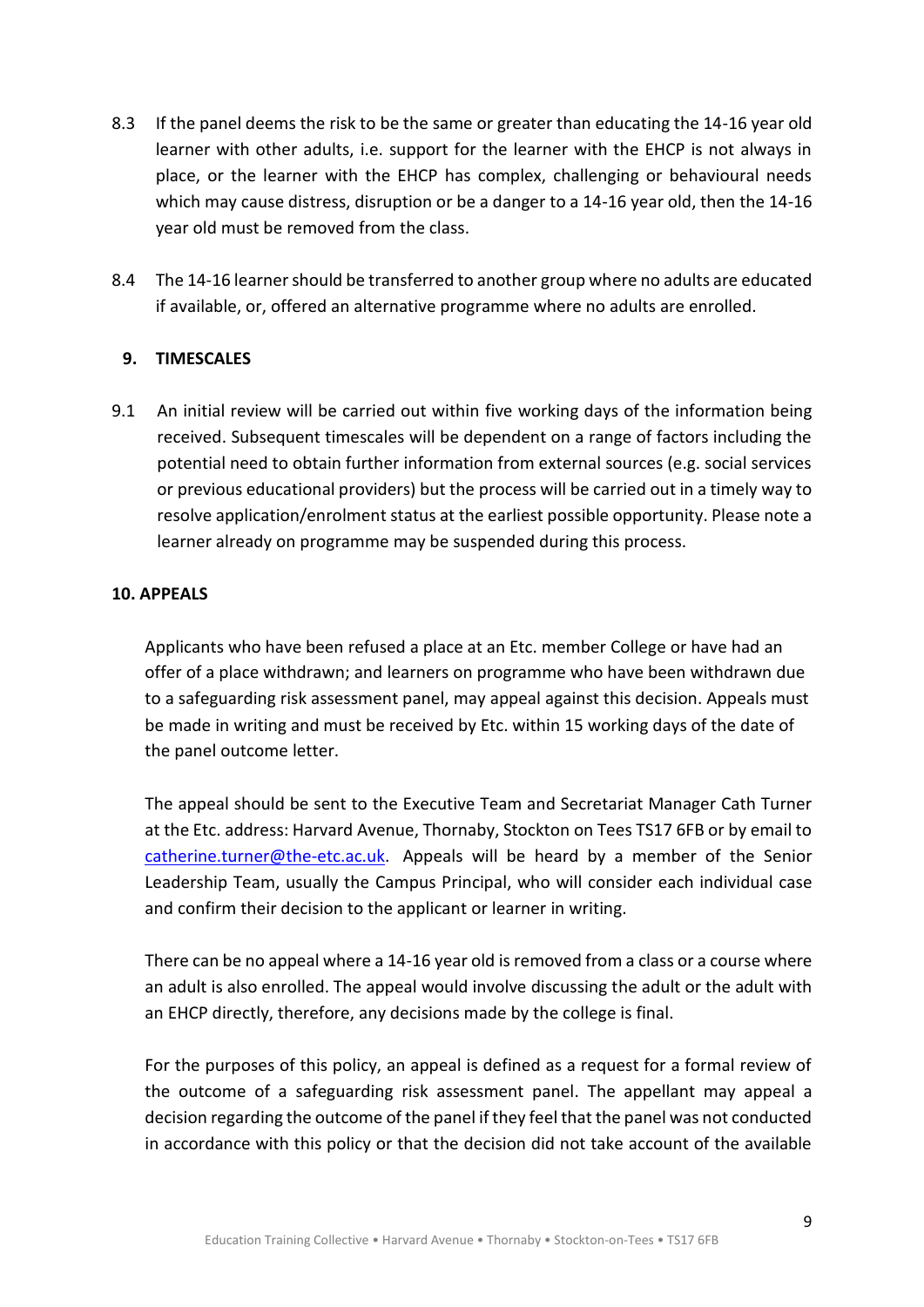8.3 If the panel deems the risk to be the same or greater than educating the 14-16 year old learner with other adults, i.e. support for the learner with the EHCP is not always in place, or the learner with the EHCP has complex, challenging or behavioural needs which may cause distress, disruption or be a danger to a 14-16 year old, then the 14-16 year old must be removed from the class.

8.4 The 14-16 learner should be transferred to another group where no adults are educated if available, or, offered an alternative programme where no adults are enrolled.

## 9. TIMESCALES

9.1 An initial review will be carried out within five working days of the information being received. Subsequent timescales will be dependent on a range of factors including the potential need to obtain further information from external sources (e.g. social services or previous educational providers) but the process will be carried out in a timely way to resolve application/enrolment status at the earliest possible opportunity. Please note a learner already on programme may be suspended during this process.

## 10. APPEALS

Applicants who have been refused a place at an Etc. member College or have had an offer of a place withdrawn; and learners on programme who have been withdrawn due to a safeguarding risk assessment panel, may appeal against this decision. Appeals must be made in writing and must be received by Etc. within 15 working days of the date of the panel outcome letter.

The appeal should be sent to the Executive Team and Secretariat Manager Cath Turner at the Etc. address: Harvard Avenue, Thornaby, Stockton on Tees TS17 6FB or by email to catherine.turner@the-etc.ac.uk. Appeals will be heard by a member of the Senior Leadership Team, usually the Campus Principal, who will consider each individual case and confirm their decision to the applicant or learner in writing.

There can be no appeal where a 14-16 year old is removed from a class or a course where an adult is also enrolled. The appeal would involve discussing the adult or the adult with an EHCP directly, therefore, any decisions made by the college is final.

For the purposes of this policy, an appeal is defined as a request for a formal review of the outcome of a safeguarding risk assessment panel. The appellant may appeal a decision regarding the outcome of the panel if they feel that the panel was not conducted in accordance with this policy or that the decision did not take account of the available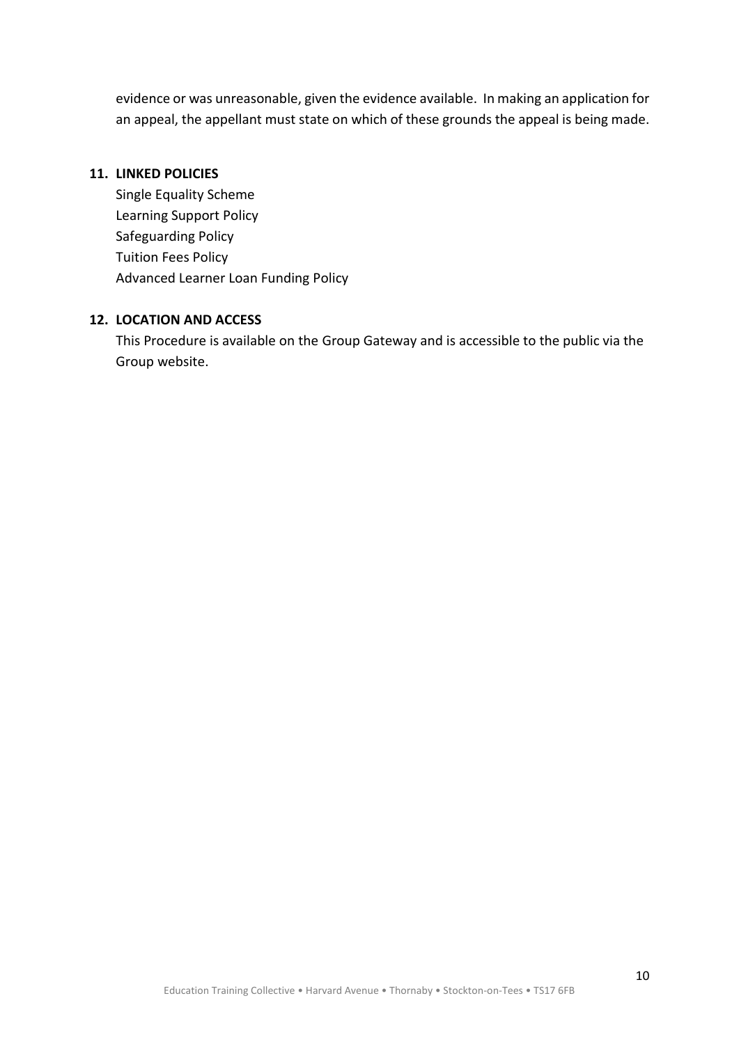evidence or was unreasonable, given the evidence available. In making an application for an appeal, the appellant must state on which of these grounds the appeal is being made.

## 11. LINKED POLICIES

Single Equality Scheme
Learning Support Policy
Safeguarding Policy
Tuition Fees Policy
Advanced Learner Loan Funding Policy

## 12. LOCATION AND ACCESS

This Procedure is available on the Group Gateway and is accessible to the public via the Group website.